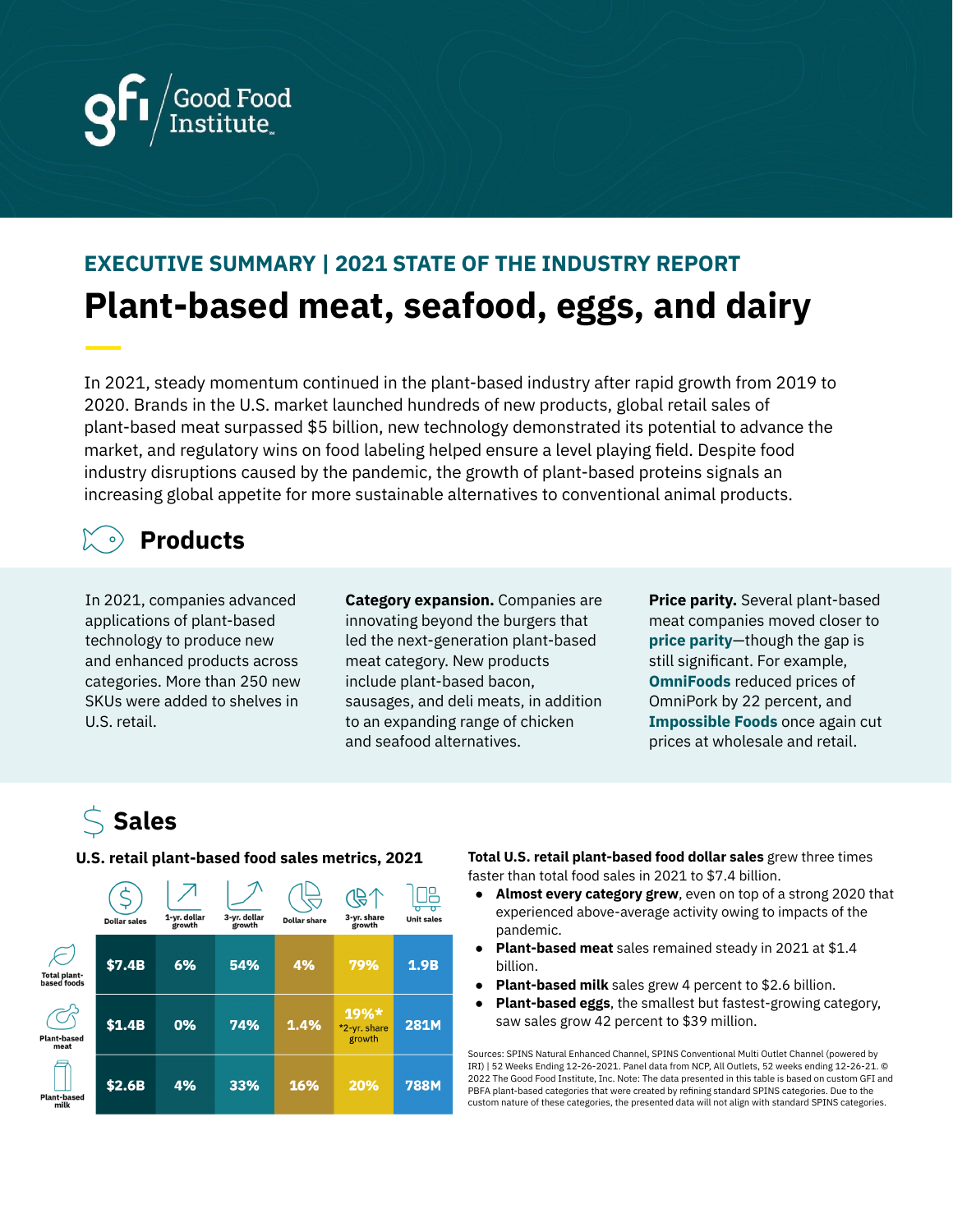Good Food Institute

## EXECUTIVE SUMMARY | 2021 STATE OF THE INDUSTRY REPORT

# Plant-based meat, seafood, eggs, and dairy

In 2021, steady momentum continued in the plant-based industry after rapid growth from 2019 to 2020. Brands in the U.S. market launched hundreds of new products, global retail sales of plant-based meat surpassed $5 billion, new technology demonstrated its potential to advance the market, and regulatory wins on food labeling helped ensure a level playing field. Despite food industry disruptions caused by the pandemic, the growth of plant-based proteins signals an increasing global appetite for more sustainable alternatives to conventional animal products.

## Products

In 2021, companies advanced applications of plant-based technology to produce new and enhanced products across categories. More than 250 new SKUs were added to shelves in U.S. retail.

**Category expansion.** Companies are innovating beyond the burgers that led the next-generation plant-based meat category. New products include plant-based bacon, sausages, and deli meats, in addition to an expanding range of chicken and seafood alternatives.

**Price parity.** Several plant-based meat companies moved closer to **price parity**—though the gap is still significant. For example, **OmniFoods** reduced prices of OmniPork by 22 percent, and **Impossible Foods** once again cut prices at wholesale and retail.

## Sales

**U.S. retail plant-based food sales metrics, 2021**

| | Dollar sales | 1-yr. dollar growth | 3-yr. dollar growth | Dollar share | 3-yr. share growth | Unit sales |
|---|---|---|---|---|---|---|
| Total plant-based foods | $7.4B | 6% | 54% | 4% | 79% | 1.9B |
| Plant-based meat | $1.4B | 0% | 74% | 1.4% | 19%* (*2-yr. share growth) | 281M |
| Plant-based milk | $2.6B | 4% | 33% | 16% | 20% | 788M |

**Total U.S. retail plant-based food dollar sales** grew three times faster than total food sales in 2021 to $7.4 billion.

- **Almost every category grew**, even on top of a strong 2020 that experienced above-average activity owing to impacts of the pandemic.
- **Plant-based meat** sales remained steady in 2021 at $1.4 billion.
- **Plant-based milk** sales grew 4 percent to $2.6 billion.
- **Plant-based eggs**, the smallest but fastest-growing category, saw sales grow 42 percent to $39 million.

Sources: SPINS Natural Enhanced Channel, SPINS Conventional Multi Outlet Channel (powered by IRI) | 52 Weeks Ending 12-26-2021. Panel data from NCP, All Outlets, 52 weeks ending 12-26-21. © 2022 The Good Food Institute, Inc. Note: The data presented in this table is based on custom GFI and PBFA plant-based categories that were created by refining standard SPINS categories. Due to the custom nature of these categories, the presented data will not align with standard SPINS categories.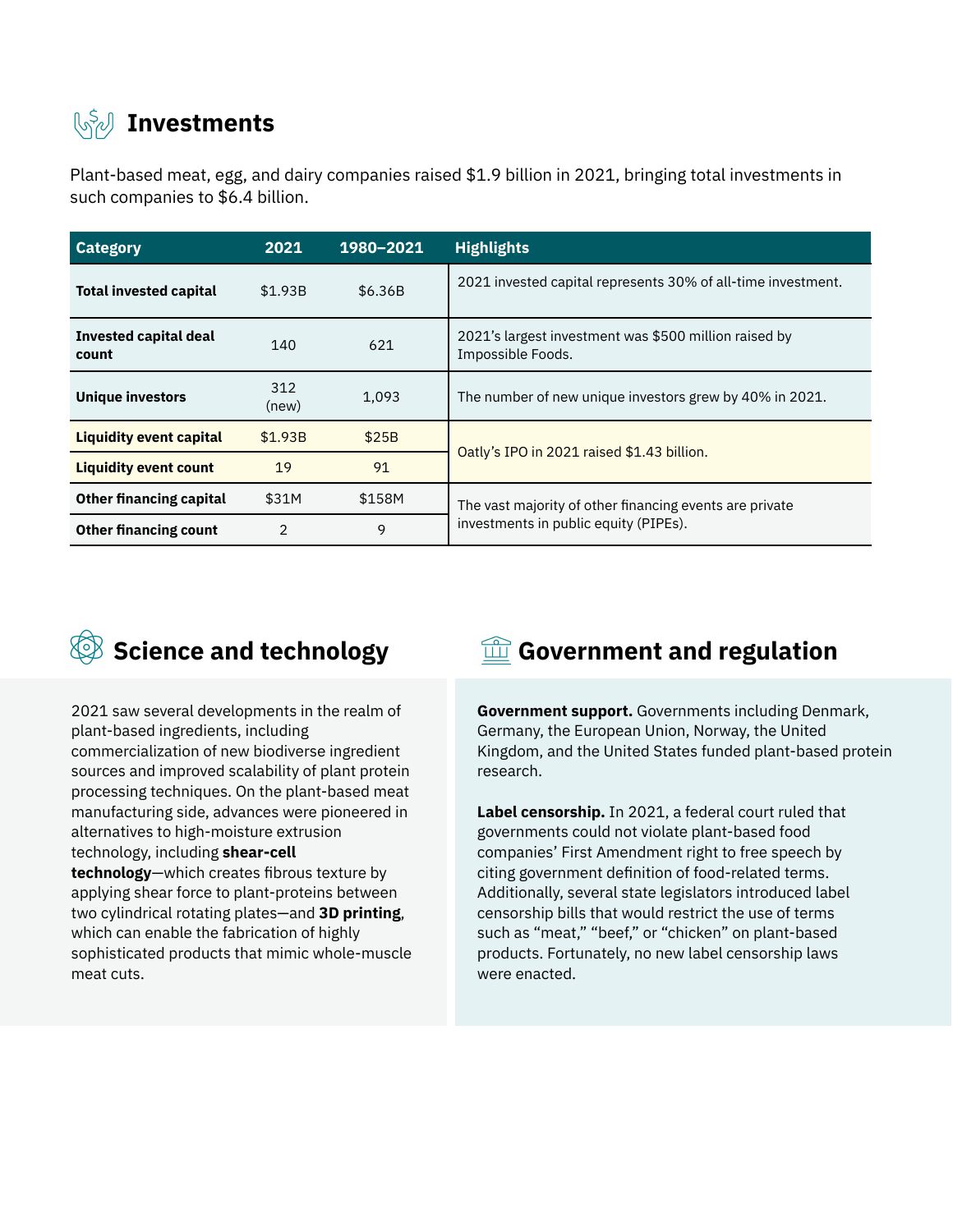## Investments

Plant-based meat, egg, and dairy companies raised $1.9 billion in 2021, bringing total investments in such companies to $6.4 billion.

| Category | 2021 | 1980–2021 | Highlights |
|---|---|---|---|
| **Total invested capital** | $1.93B | $6.36B | 2021 invested capital represents 30% of all-time investment. |
| **Invested capital deal count** | 140 | 621 | 2021's largest investment was $500 million raised by Impossible Foods. |
| **Unique investors** | 312 (new) | 1,093 | The number of new unique investors grew by 40% in 2021. |
| **Liquidity event capital** | $1.93B | $25B | Oatly's IPO in 2021 raised $1.43 billion. |
| **Liquidity event count** | 19 | 91 | |
| **Other financing capital** | $31M | $158M | The vast majority of other financing events are private investments in public equity (PIPEs). |
| **Other financing count** | 2 | 9 | |

## Science and technology

2021 saw several developments in the realm of plant-based ingredients, including commercialization of new biodiverse ingredient sources and improved scalability of plant protein processing techniques. On the plant-based meat manufacturing side, advances were pioneered in alternatives to high-moisture extrusion technology, including **shear-cell technology**—which creates fibrous texture by applying shear force to plant-proteins between two cylindrical rotating plates—and **3D printing**, which can enable the fabrication of highly sophisticated products that mimic whole-muscle meat cuts.

## Government and regulation

**Government support.** Governments including Denmark, Germany, the European Union, Norway, the United Kingdom, and the United States funded plant-based protein research.

**Label censorship.** In 2021, a federal court ruled that governments could not violate plant-based food companies' First Amendment right to free speech by citing government definition of food-related terms. Additionally, several state legislators introduced label censorship bills that would restrict the use of terms such as "meat," "beef," or "chicken" on plant-based products. Fortunately, no new label censorship laws were enacted.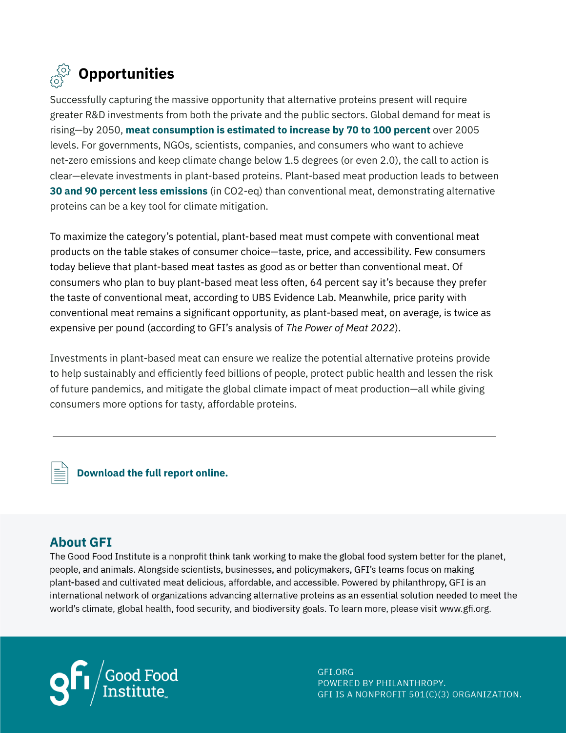## Opportunities

Successfully capturing the massive opportunity that alternative proteins present will require greater R&D investments from both the private and the public sectors. Global demand for meat is rising—by 2050, **meat consumption is estimated to increase by 70 to 100 percent** over 2005 levels. For governments, NGOs, scientists, companies, and consumers who want to achieve net-zero emissions and keep climate change below 1.5 degrees (or even 2.0), the call to action is clear—elevate investments in plant-based proteins. Plant-based meat production leads to between **30 and 90 percent less emissions** (in CO2-eq) than conventional meat, demonstrating alternative proteins can be a key tool for climate mitigation.

To maximize the category's potential, plant-based meat must compete with conventional meat products on the table stakes of consumer choice—taste, price, and accessibility. Few consumers today believe that plant-based meat tastes as good as or better than conventional meat. Of consumers who plan to buy plant-based meat less often, 64 percent say it's because they prefer the taste of conventional meat, according to UBS Evidence Lab. Meanwhile, price parity with conventional meat remains a significant opportunity, as plant-based meat, on average, is twice as expensive per pound (according to GFI's analysis of *The Power of Meat 2022*).

Investments in plant-based meat can ensure we realize the potential alternative proteins provide to help sustainably and efficiently feed billions of people, protect public health and lessen the risk of future pandemics, and mitigate the global climate impact of meat production—all while giving consumers more options for tasty, affordable proteins.

---

**Download the full report online.**

## About GFI

The Good Food Institute is a nonprofit think tank working to make the global food system better for the planet, people, and animals. Alongside scientists, businesses, and policymakers, GFI's teams focus on making plant-based and cultivated meat delicious, affordable, and accessible. Powered by philanthropy, GFI is an international network of organizations advancing alternative proteins as an essential solution needed to meet the world's climate, global health, food security, and biodiversity goals. To learn more, please visit www.gfi.org.

gfi / Good Food Institute

GFI.ORG
POWERED BY PHILANTHROPY.
GFI IS A NONPROFIT 501(C)(3) ORGANIZATION.